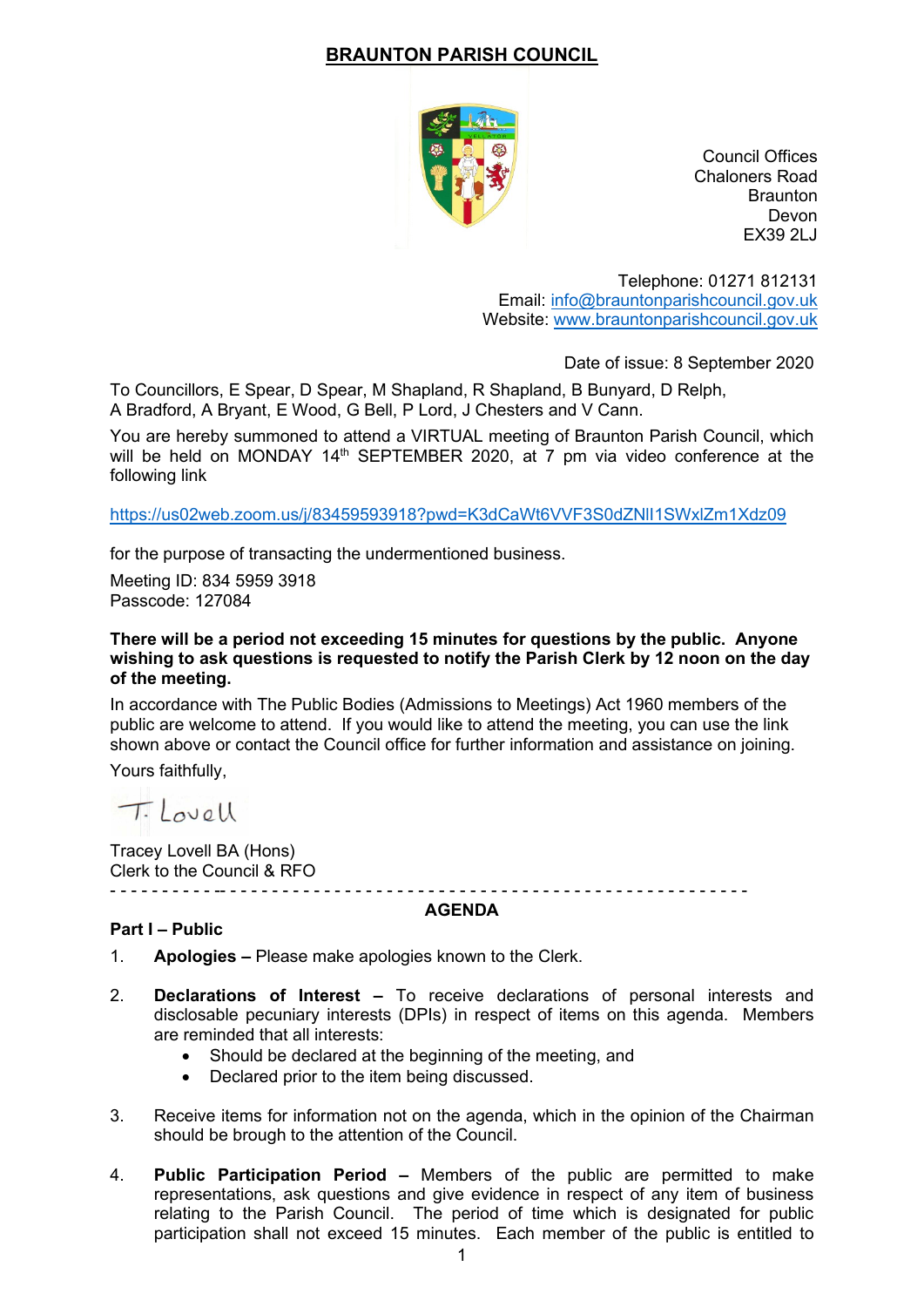# BRAUNTON PARISH COUNCIL

Council Offices
Chaloners Road
Braunton
Devon
EX39 2LJ

Telephone: 01271 812131
Email: info@brauntonparishcouncil.gov.uk
Website: www.brauntonparishcouncil.gov.uk

Date of issue: 8 September 2020

To Councillors, E Spear, D Spear, M Shapland, R Shapland, B Bunyard, D Relph, A Bradford, A Bryant, E Wood, G Bell, P Lord, J Chesters and V Cann.

You are hereby summoned to attend a VIRTUAL meeting of Braunton Parish Council, which will be held on MONDAY 14th SEPTEMBER 2020, at 7 pm via video conference at the following link

https://us02web.zoom.us/j/83459593918?pwd=K3dCaWt6VVF3S0dZNlI1SWxlZm1Xdz09

for the purpose of transacting the undermentioned business.

Meeting ID: 834 5959 3918
Passcode: 127084

**There will be a period not exceeding 15 minutes for questions by the public. Anyone wishing to ask questions is requested to notify the Parish Clerk by 12 noon on the day of the meeting.**

In accordance with The Public Bodies (Admissions to Meetings) Act 1960 members of the public are welcome to attend. If you would like to attend the meeting, you can use the link shown above or contact the Council office for further information and assistance on joining.

Yours faithfully,

T. Lovell

Tracey Lovell BA (Hons)
Clerk to the Council & RFO

---

## AGENDA

### Part I – Public

1. **Apologies –** Please make apologies known to the Clerk.

2. **Declarations of Interest –** To receive declarations of personal interests and disclosable pecuniary interests (DPIs) in respect of items on this agenda. Members are reminded that all interests:
   - Should be declared at the beginning of the meeting, and
   - Declared prior to the item being discussed.

3. Receive items for information not on the agenda, which in the opinion of the Chairman should be brough to the attention of the Council.

4. **Public Participation Period –** Members of the public are permitted to make representations, ask questions and give evidence in respect of any item of business relating to the Parish Council. The period of time which is designated for public participation shall not exceed 15 minutes. Each member of the public is entitled to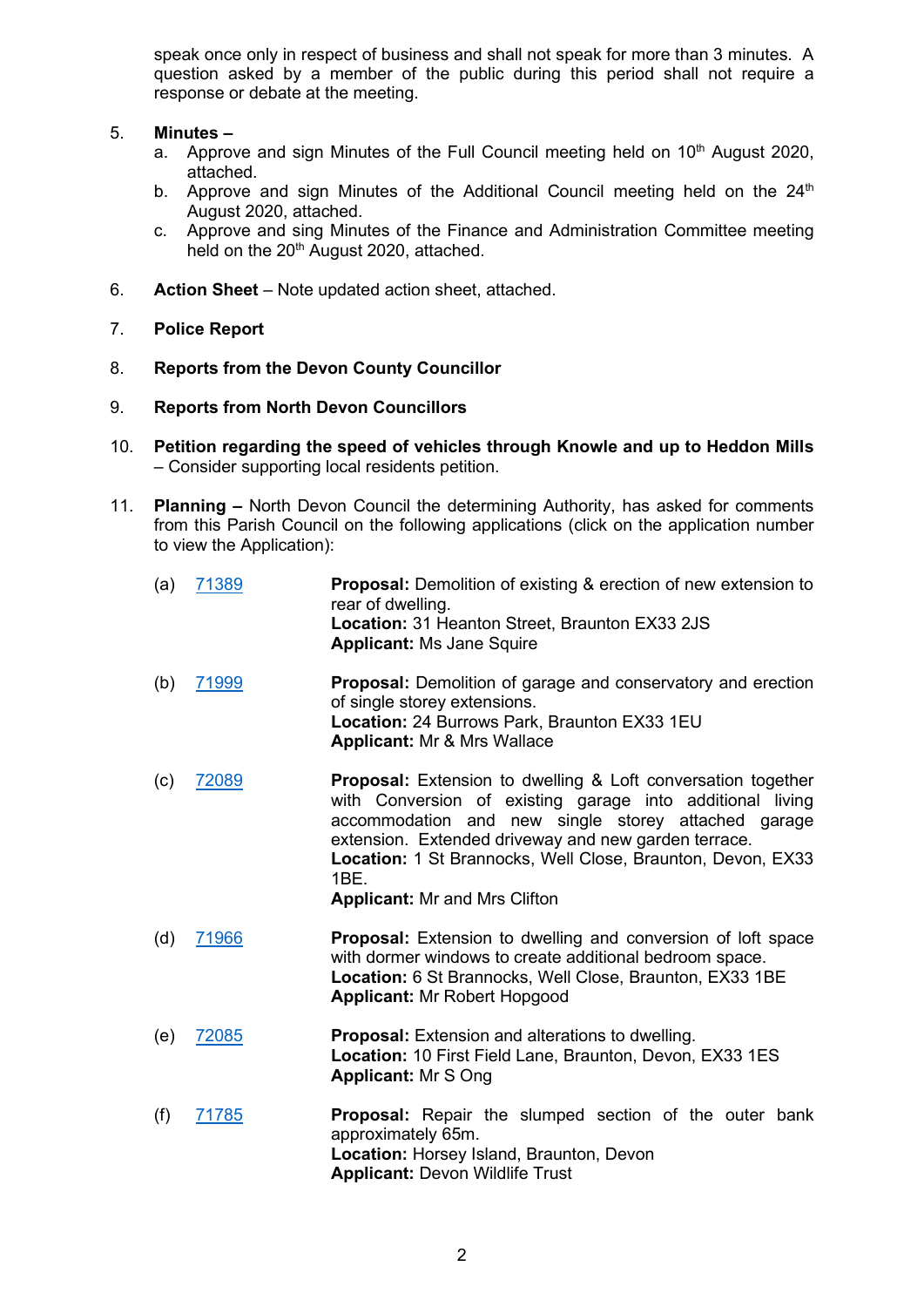speak once only in respect of business and shall not speak for more than 3 minutes. A question asked by a member of the public during this period shall not require a response or debate at the meeting.

5. **Minutes –**
   a. Approve and sign Minutes of the Full Council meeting held on 10th August 2020, attached.
   b. Approve and sign Minutes of the Additional Council meeting held on the 24th August 2020, attached.
   c. Approve and sing Minutes of the Finance and Administration Committee meeting held on the 20th August 2020, attached.

6. **Action Sheet** – Note updated action sheet, attached.

7. **Police Report**

8. **Reports from the Devon County Councillor**

9. **Reports from North Devon Councillors**

10. **Petition regarding the speed of vehicles through Knowle and up to Heddon Mills** – Consider supporting local residents petition.

11. **Planning –** North Devon Council the determining Authority, has asked for comments from this Parish Council on the following applications (click on the application number to view the Application):

    (a) 71389 — **Proposal:** Demolition of existing & erection of new extension to rear of dwelling.
    **Location:** 31 Heanton Street, Braunton EX33 2JS
    **Applicant:** Ms Jane Squire

    (b) 71999 — **Proposal:** Demolition of garage and conservatory and erection of single storey extensions.
    **Location:** 24 Burrows Park, Braunton EX33 1EU
    **Applicant:** Mr & Mrs Wallace

    (c) 72089 — **Proposal:** Extension to dwelling & Loft conversation together with Conversion of existing garage into additional living accommodation and new single storey attached garage extension. Extended driveway and new garden terrace.
    **Location:** 1 St Brannocks, Well Close, Braunton, Devon, EX33 1BE.
    **Applicant:** Mr and Mrs Clifton

    (d) 71966 — **Proposal:** Extension to dwelling and conversion of loft space with dormer windows to create additional bedroom space.
    **Location:** 6 St Brannocks, Well Close, Braunton, EX33 1BE
    **Applicant:** Mr Robert Hopgood

    (e) 72085 — **Proposal:** Extension and alterations to dwelling.
    **Location:** 10 First Field Lane, Braunton, Devon, EX33 1ES
    **Applicant:** Mr S Ong

    (f) 71785 — **Proposal:** Repair the slumped section of the outer bank approximately 65m.
    **Location:** Horsey Island, Braunton, Devon
    **Applicant:** Devon Wildlife Trust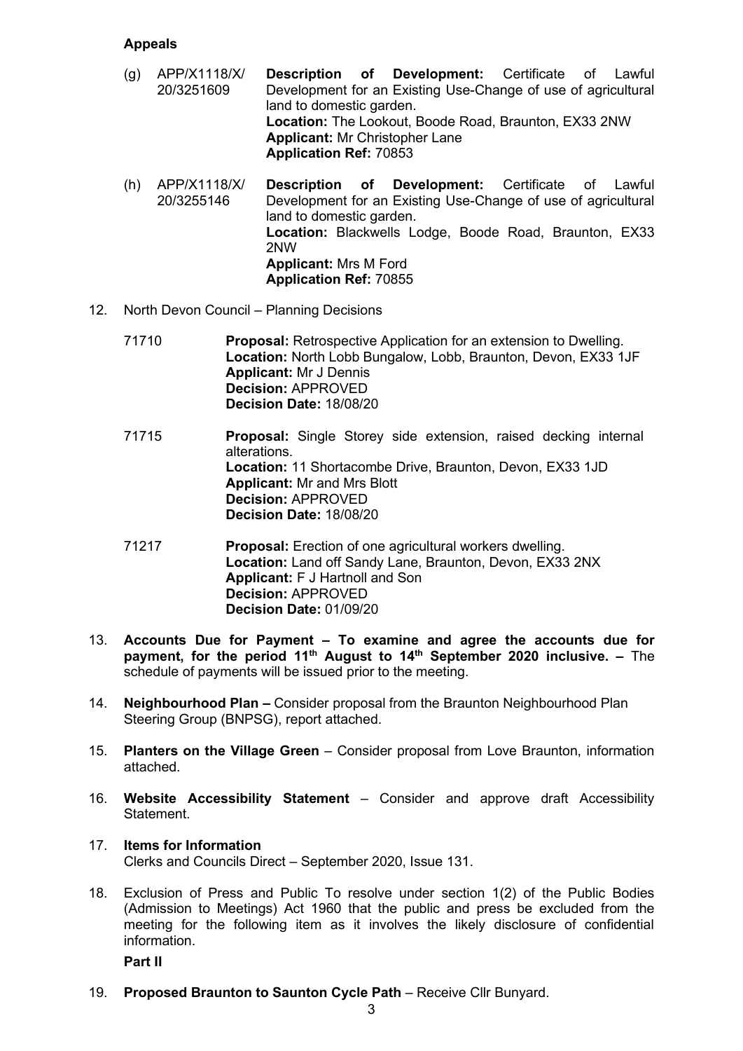**Appeals**

(g) APP/X1118/X/20/3251609

**Description of Development:** Certificate of Lawful Development for an Existing Use-Change of use of agricultural land to domestic garden.
**Location:** The Lookout, Boode Road, Braunton, EX33 2NW
**Applicant:** Mr Christopher Lane
**Application Ref:** 70853

(h) APP/X1118/X/20/3255146

**Description of Development:** Certificate of Lawful Development for an Existing Use-Change of use of agricultural land to domestic garden.
**Location:** Blackwells Lodge, Boode Road, Braunton, EX33 2NW
**Applicant:** Mrs M Ford
**Application Ref:** 70855

12. North Devon Council – Planning Decisions

71710

**Proposal:** Retrospective Application for an extension to Dwelling.
**Location:** North Lobb Bungalow, Lobb, Braunton, Devon, EX33 1JF
**Applicant:** Mr J Dennis
**Decision:** APPROVED
**Decision Date:** 18/08/20

71715

**Proposal:** Single Storey side extension, raised decking internal alterations.
**Location:** 11 Shortacombe Drive, Braunton, Devon, EX33 1JD
**Applicant:** Mr and Mrs Blott
**Decision:** APPROVED
**Decision Date:** 18/08/20

71217

**Proposal:** Erection of one agricultural workers dwelling.
**Location:** Land off Sandy Lane, Braunton, Devon, EX33 2NX
**Applicant:** F J Hartnoll and Son
**Decision:** APPROVED
**Decision Date:** 01/09/20

13. **Accounts Due for Payment – To examine and agree the accounts due for payment, for the period 11th August to 14th September 2020 inclusive. –** The schedule of payments will be issued prior to the meeting.

14. **Neighbourhood Plan –** Consider proposal from the Braunton Neighbourhood Plan Steering Group (BNPSG), report attached.

15. **Planters on the Village Green** – Consider proposal from Love Braunton, information attached.

16. **Website Accessibility Statement** – Consider and approve draft Accessibility Statement.

17. **Items for Information**
Clerks and Councils Direct – September 2020, Issue 131.

18. Exclusion of Press and Public To resolve under section 1(2) of the Public Bodies (Admission to Meetings) Act 1960 that the public and press be excluded from the meeting for the following item as it involves the likely disclosure of confidential information.

**Part II**

19. **Proposed Braunton to Saunton Cycle Path** – Receive Cllr Bunyard.